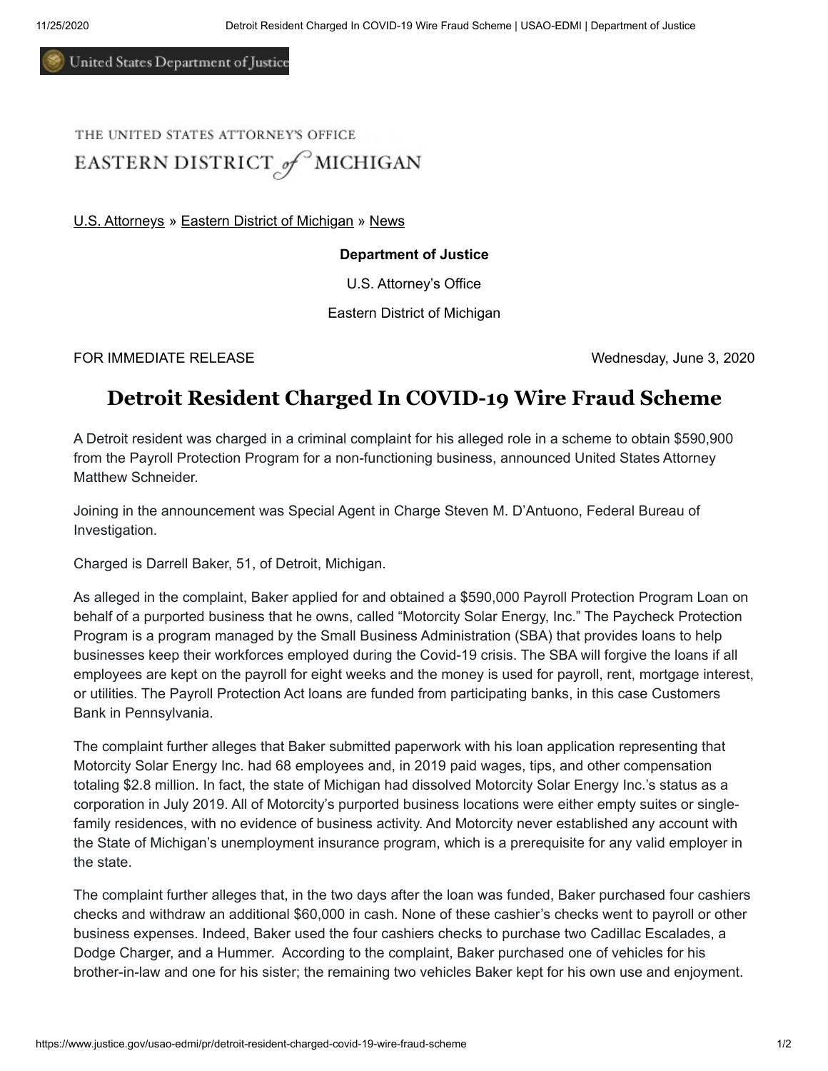United States Department of Justice

THE UNITED STATES ATTORNEY'S OFFICE

EASTERN DISTRICT *of* MICHIGAN

U.S. Attorneys » Eastern District of Michigan » News

**Department of Justice**

U.S. Attorney's Office

Eastern District of Michigan

FOR IMMEDIATE RELEASE

Wednesday, June 3, 2020

# Detroit Resident Charged In COVID-19 Wire Fraud Scheme

A Detroit resident was charged in a criminal complaint for his alleged role in a scheme to obtain $590,900 from the Payroll Protection Program for a non-functioning business, announced United States Attorney Matthew Schneider.

Joining in the announcement was Special Agent in Charge Steven M. D'Antuono, Federal Bureau of Investigation.

Charged is Darrell Baker, 51, of Detroit, Michigan.

As alleged in the complaint, Baker applied for and obtained a $590,000 Payroll Protection Program Loan on behalf of a purported business that he owns, called "Motorcity Solar Energy, Inc." The Paycheck Protection Program is a program managed by the Small Business Administration (SBA) that provides loans to help businesses keep their workforces employed during the Covid-19 crisis. The SBA will forgive the loans if all employees are kept on the payroll for eight weeks and the money is used for payroll, rent, mortgage interest, or utilities. The Payroll Protection Act loans are funded from participating banks, in this case Customers Bank in Pennsylvania.

The complaint further alleges that Baker submitted paperwork with his loan application representing that Motorcity Solar Energy Inc. had 68 employees and, in 2019 paid wages, tips, and other compensation totaling $2.8 million. In fact, the state of Michigan had dissolved Motorcity Solar Energy Inc.'s status as a corporation in July 2019. All of Motorcity's purported business locations were either empty suites or single-family residences, with no evidence of business activity. And Motorcity never established any account with the State of Michigan's unemployment insurance program, which is a prerequisite for any valid employer in the state.

The complaint further alleges that, in the two days after the loan was funded, Baker purchased four cashiers checks and withdraw an additional $60,000 in cash. None of these cashier's checks went to payroll or other business expenses. Indeed, Baker used the four cashiers checks to purchase two Cadillac Escalades, a Dodge Charger, and a Hummer. According to the complaint, Baker purchased one of vehicles for his brother-in-law and one for his sister; the remaining two vehicles Baker kept for his own use and enjoyment.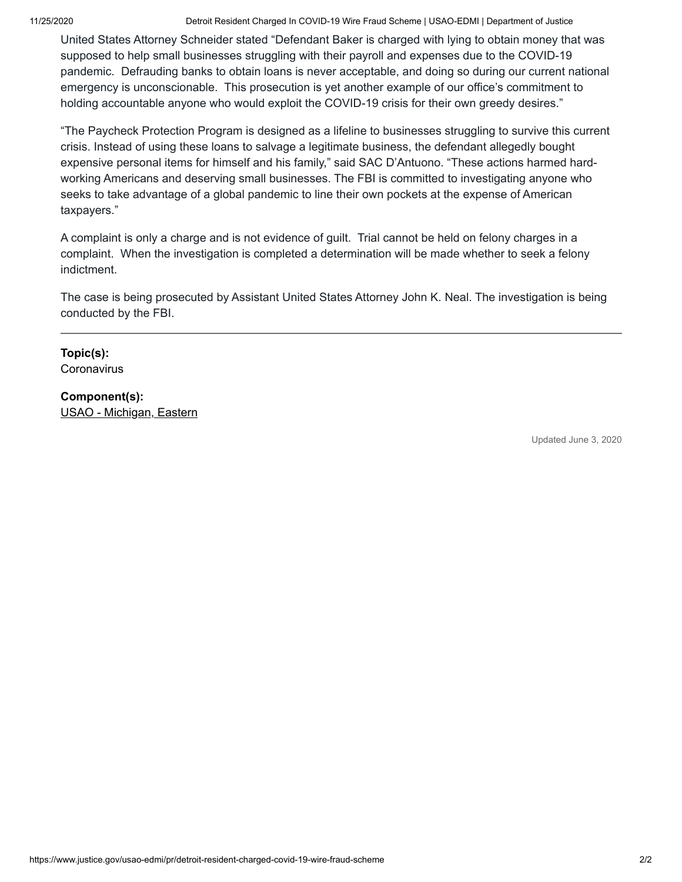United States Attorney Schneider stated "Defendant Baker is charged with lying to obtain money that was supposed to help small businesses struggling with their payroll and expenses due to the COVID-19 pandemic. Defrauding banks to obtain loans is never acceptable, and doing so during our current national emergency is unconscionable. This prosecution is yet another example of our office's commitment to holding accountable anyone who would exploit the COVID-19 crisis for their own greedy desires."

"The Paycheck Protection Program is designed as a lifeline to businesses struggling to survive this current crisis. Instead of using these loans to salvage a legitimate business, the defendant allegedly bought expensive personal items for himself and his family," said SAC D'Antuono. "These actions harmed hard-working Americans and deserving small businesses. The FBI is committed to investigating anyone who seeks to take advantage of a global pandemic to line their own pockets at the expense of American taxpayers."

A complaint is only a charge and is not evidence of guilt. Trial cannot be held on felony charges in a complaint. When the investigation is completed a determination will be made whether to seek a felony indictment.

The case is being prosecuted by Assistant United States Attorney John K. Neal. The investigation is being conducted by the FBI.

---

**Topic(s):**
Coronavirus

**Component(s):**
USAO - Michigan, Eastern

Updated June 3, 2020